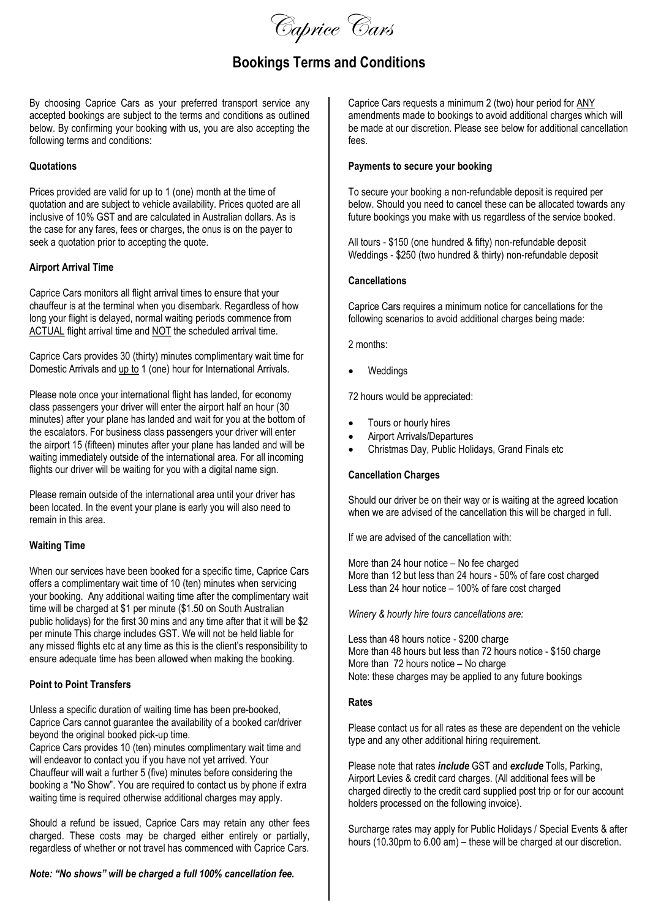# Caprice Cars

## Bookings Terms and Conditions

By choosing Caprice Cars as your preferred transport service any accepted bookings are subject to the terms and conditions as outlined below. By confirming your booking with us, you are also accepting the following terms and conditions:

**Quotations**

Prices provided are valid for up to 1 (one) month at the time of quotation and are subject to vehicle availability. Prices quoted are all inclusive of 10% GST and are calculated in Australian dollars. As is the case for any fares, fees or charges, the onus is on the payer to seek a quotation prior to accepting the quote.

**Airport Arrival Time**

Caprice Cars monitors all flight arrival times to ensure that your chauffeur is at the terminal when you disembark. Regardless of how long your flight is delayed, normal waiting periods commence from ACTUAL flight arrival time and NOT the scheduled arrival time.

Caprice Cars provides 30 (thirty) minutes complimentary wait time for Domestic Arrivals and up to 1 (one) hour for International Arrivals.

Please note once your international flight has landed, for economy class passengers your driver will enter the airport half an hour (30 minutes) after your plane has landed and wait for you at the bottom of the escalators. For business class passengers your driver will enter the airport 15 (fifteen) minutes after your plane has landed and will be waiting immediately outside of the international area. For all incoming flights our driver will be waiting for you with a digital name sign.

Please remain outside of the international area until your driver has been located. In the event your plane is early you will also need to remain in this area.

**Waiting Time**

When our services have been booked for a specific time, Caprice Cars offers a complimentary wait time of 10 (ten) minutes when servicing your booking. Any additional waiting time after the complimentary wait time will be charged at $1 per minute ($1.50 on South Australian public holidays) for the first 30 mins and any time after that it will be $2 per minute This charge includes GST. We will not be held liable for any missed flights etc at any time as this is the client's responsibility to ensure adequate time has been allowed when making the booking.

**Point to Point Transfers**

Unless a specific duration of waiting time has been pre-booked, Caprice Cars cannot guarantee the availability of a booked car/driver beyond the original booked pick-up time.

Caprice Cars provides 10 (ten) minutes complimentary wait time and will endeavor to contact you if you have not yet arrived. Your Chauffeur will wait a further 5 (five) minutes before considering the booking a "No Show". You are required to contact us by phone if extra waiting time is required otherwise additional charges may apply.

Should a refund be issued, Caprice Cars may retain any other fees charged. These costs may be charged either entirely or partially, regardless of whether or not travel has commenced with Caprice Cars.

***Note: "No shows" will be charged a full 100% cancellation fee.***

Caprice Cars requests a minimum 2 (two) hour period for ANY amendments made to bookings to avoid additional charges which will be made at our discretion. Please see below for additional cancellation fees.

**Payments to secure your booking**

To secure your booking a non-refundable deposit is required per below. Should you need to cancel these can be allocated towards any future bookings you make with us regardless of the service booked.

All tours - $150 (one hundred & fifty) non-refundable deposit
Weddings - $250 (two hundred & thirty) non-refundable deposit

**Cancellations**

Caprice Cars requires a minimum notice for cancellations for the following scenarios to avoid additional charges being made:

2 months:

- Weddings

72 hours would be appreciated:

- Tours or hourly hires
- Airport Arrivals/Departures
- Christmas Day, Public Holidays, Grand Finals etc

**Cancellation Charges**

Should our driver be on their way or is waiting at the agreed location when we are advised of the cancellation this will be charged in full.

If we are advised of the cancellation with:

More than 24 hour notice – No fee charged
More than 12 but less than 24 hours - 50% of fare cost charged
Less than 24 hour notice – 100% of fare cost charged

*Winery & hourly hire tours cancellations are:*

Less than 48 hours notice - $200 charge
More than 48 hours but less than 72 hours notice - $150 charge
More than 72 hours notice – No charge
Note: these charges may be applied to any future bookings

**Rates**

Please contact us for all rates as these are dependent on the vehicle type and any other additional hiring requirement.

Please note that rates ***include*** GST and ***exclude*** Tolls, Parking, Airport Levies & credit card charges. (All additional fees will be charged directly to the credit card supplied post trip or for our account holders processed on the following invoice).

Surcharge rates may apply for Public Holidays / Special Events & after hours (10.30pm to 6.00 am) – these will be charged at our discretion.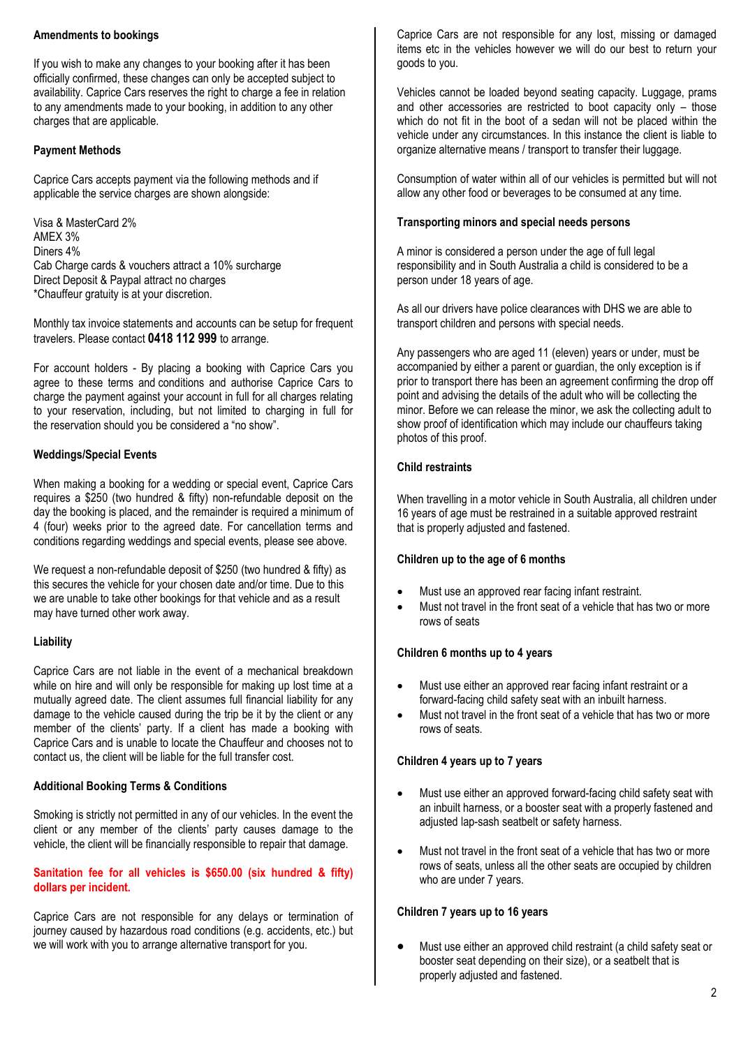**Amendments to bookings**

If you wish to make any changes to your booking after it has been officially confirmed, these changes can only be accepted subject to availability. Caprice Cars reserves the right to charge a fee in relation to any amendments made to your booking, in addition to any other charges that are applicable.

**Payment Methods**

Caprice Cars accepts payment via the following methods and if applicable the service charges are shown alongside:

Visa & MasterCard 2%
AMEX 3%
Diners 4%
Cab Charge cards & vouchers attract a 10% surcharge
Direct Deposit & Paypal attract no charges
*Chauffeur gratuity is at your discretion.

Monthly tax invoice statements and accounts can be setup for frequent travelers. Please contact **0418 112 999** to arrange.

For account holders - By placing a booking with Caprice Cars you agree to these terms and conditions and authorise Caprice Cars to charge the payment against your account in full for all charges relating to your reservation, including, but not limited to charging in full for the reservation should you be considered a "no show".

**Weddings/Special Events**

When making a booking for a wedding or special event, Caprice Cars requires a $250 (two hundred & fifty) non-refundable deposit on the day the booking is placed, and the remainder is required a minimum of 4 (four) weeks prior to the agreed date. For cancellation terms and conditions regarding weddings and special events, please see above.

We request a non-refundable deposit of $250 (two hundred & fifty) as this secures the vehicle for your chosen date and/or time. Due to this we are unable to take other bookings for that vehicle and as a result may have turned other work away.

**Liability**

Caprice Cars are not liable in the event of a mechanical breakdown while on hire and will only be responsible for making up lost time at a mutually agreed date. The client assumes full financial liability for any damage to the vehicle caused during the trip be it by the client or any member of the clients' party. If a client has made a booking with Caprice Cars and is unable to locate the Chauffeur and chooses not to contact us, the client will be liable for the full transfer cost.

**Additional Booking Terms & Conditions**

Smoking is strictly not permitted in any of our vehicles. In the event the client or any member of the clients' party causes damage to the vehicle, the client will be financially responsible to repair that damage.

**Sanitation fee for all vehicles is $650.00 (six hundred & fifty) dollars per incident.**

Caprice Cars are not responsible for any delays or termination of journey caused by hazardous road conditions (e.g. accidents, etc.) but we will work with you to arrange alternative transport for you.

Caprice Cars are not responsible for any lost, missing or damaged items etc in the vehicles however we will do our best to return your goods to you.

Vehicles cannot be loaded beyond seating capacity. Luggage, prams and other accessories are restricted to boot capacity only – those which do not fit in the boot of a sedan will not be placed within the vehicle under any circumstances. In this instance the client is liable to organize alternative means / transport to transfer their luggage.

Consumption of water within all of our vehicles is permitted but will not allow any other food or beverages to be consumed at any time.

**Transporting minors and special needs persons**

A minor is considered a person under the age of full legal responsibility and in South Australia a child is considered to be a person under 18 years of age.

As all our drivers have police clearances with DHS we are able to transport children and persons with special needs.

Any passengers who are aged 11 (eleven) years or under, must be accompanied by either a parent or guardian, the only exception is if prior to transport there has been an agreement confirming the drop off point and advising the details of the adult who will be collecting the minor. Before we can release the minor, we ask the collecting adult to show proof of identification which may include our chauffeurs taking photos of this proof.

**Child restraints**

When travelling in a motor vehicle in South Australia, all children under 16 years of age must be restrained in a suitable approved restraint that is properly adjusted and fastened.

**Children up to the age of 6 months**

- Must use an approved rear facing infant restraint.
- Must not travel in the front seat of a vehicle that has two or more rows of seats

**Children 6 months up to 4 years**

- Must use either an approved rear facing infant restraint or a forward-facing child safety seat with an inbuilt harness.
- Must not travel in the front seat of a vehicle that has two or more rows of seats.

**Children 4 years up to 7 years**

- Must use either an approved forward-facing child safety seat with an inbuilt harness, or a booster seat with a properly fastened and adjusted lap-sash seatbelt or safety harness.
- Must not travel in the front seat of a vehicle that has two or more rows of seats, unless all the other seats are occupied by children who are under 7 years.

**Children 7 years up to 16 years**

- Must use either an approved child restraint (a child safety seat or booster seat depending on their size), or a seatbelt that is properly adjusted and fastened.